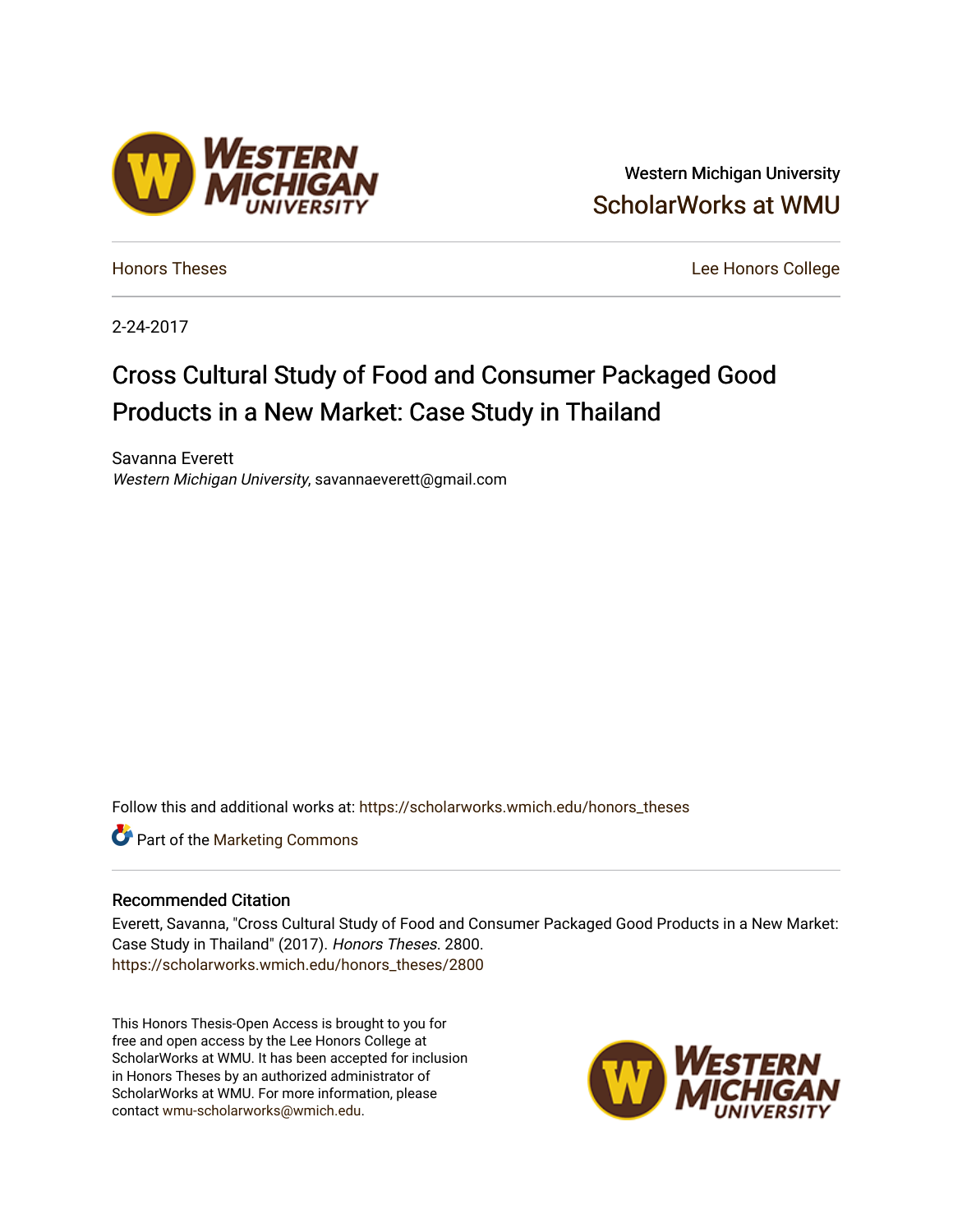Western Michigan University

ScholarWorks at WMU

Honors Theses

Lee Honors College

2-24-2017

# Cross Cultural Study of Food and Consumer Packaged Good Products in a New Market: Case Study in Thailand

Savanna Everett

*Western Michigan University*, savannaeverett@gmail.com

Follow this and additional works at: https://scholarworks.wmich.edu/honors_theses

Part of the Marketing Commons

## Recommended Citation

Everett, Savanna, "Cross Cultural Study of Food and Consumer Packaged Good Products in a New Market: Case Study in Thailand" (2017). *Honors Theses*. 2800.
https://scholarworks.wmich.edu/honors_theses/2800

This Honors Thesis-Open Access is brought to you for free and open access by the Lee Honors College at ScholarWorks at WMU. It has been accepted for inclusion in Honors Theses by an authorized administrator of ScholarWorks at WMU. For more information, please contact wmu-scholarworks@wmich.edu.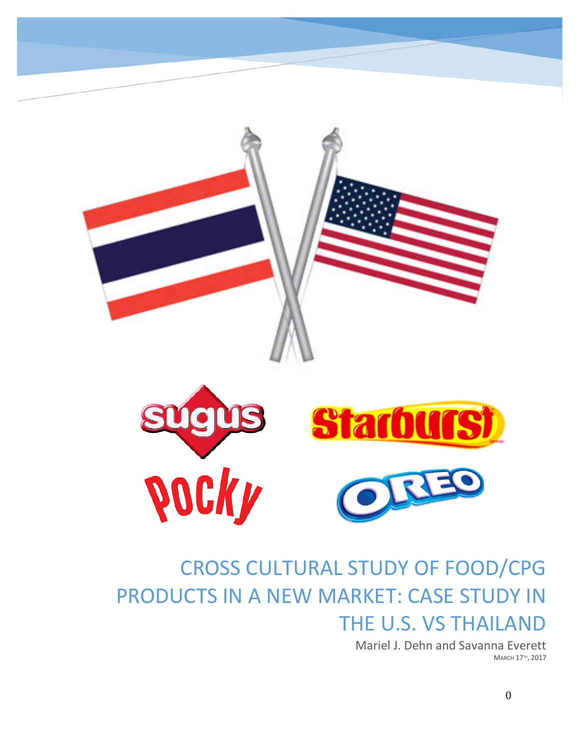# CROSS CULTURAL STUDY OF FOOD/CPG PRODUCTS IN A NEW MARKET: CASE STUDY IN THE U.S. VS THAILAND

Mariel J. Dehn and Savanna Everett

MARCH 17TH, 2017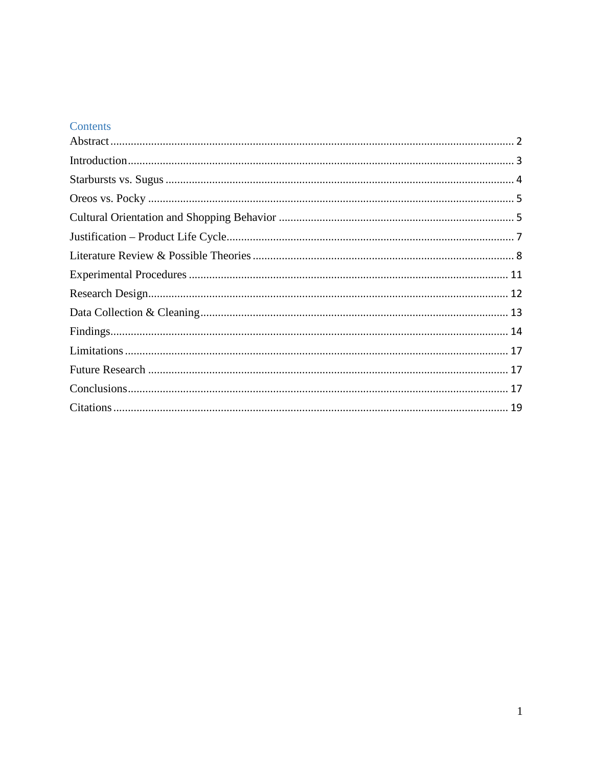# Contents

- Abstract ........ 2
- Introduction ........ 3
- Starbursts vs. Sugus ........ 4
- Oreos vs. Pocky ........ 5
- Cultural Orientation and Shopping Behavior ........ 5
- Justification – Product Life Cycle ........ 7
- Literature Review & Possible Theories ........ 8
- Experimental Procedures ........ 11
- Research Design ........ 12
- Data Collection & Cleaning ........ 13
- Findings ........ 14
- Limitations ........ 17
- Future Research ........ 17
- Conclusions ........ 17
- Citations ........ 19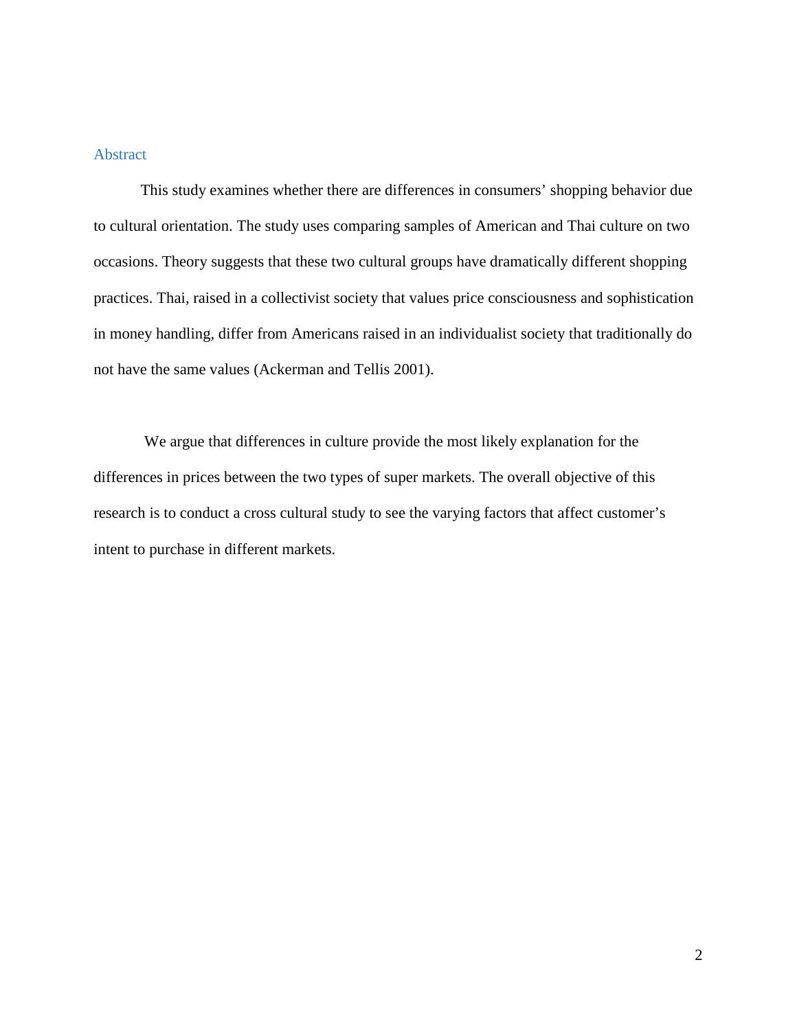## Abstract

This study examines whether there are differences in consumers' shopping behavior due to cultural orientation. The study uses comparing samples of American and Thai culture on two occasions. Theory suggests that these two cultural groups have dramatically different shopping practices. Thai, raised in a collectivist society that values price consciousness and sophistication in money handling, differ from Americans raised in an individualist society that traditionally do not have the same values (Ackerman and Tellis 2001).

We argue that differences in culture provide the most likely explanation for the differences in prices between the two types of super markets. The overall objective of this research is to conduct a cross cultural study to see the varying factors that affect customer's intent to purchase in different markets.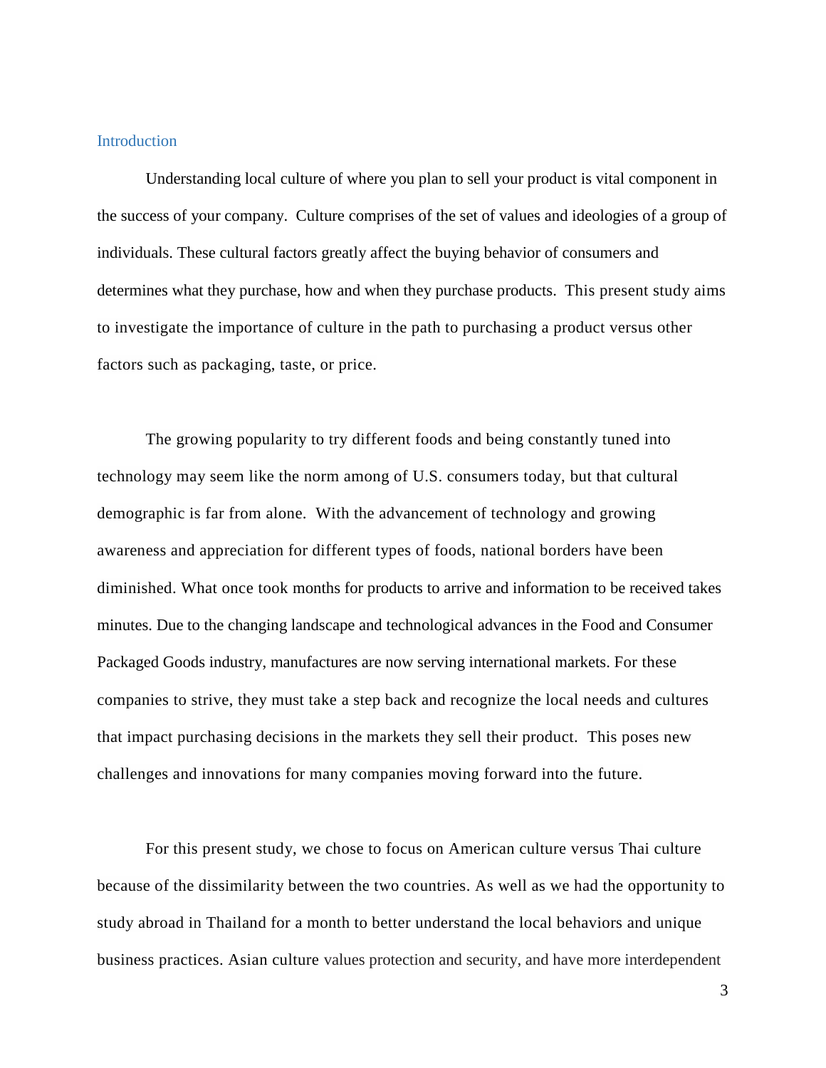## Introduction

Understanding local culture of where you plan to sell your product is vital component in the success of your company. Culture comprises of the set of values and ideologies of a group of individuals. These cultural factors greatly affect the buying behavior of consumers and determines what they purchase, how and when they purchase products. This present study aims to investigate the importance of culture in the path to purchasing a product versus other factors such as packaging, taste, or price.

The growing popularity to try different foods and being constantly tuned into technology may seem like the norm among of U.S. consumers today, but that cultural demographic is far from alone. With the advancement of technology and growing awareness and appreciation for different types of foods, national borders have been diminished. What once took months for products to arrive and information to be received takes minutes. Due to the changing landscape and technological advances in the Food and Consumer Packaged Goods industry, manufactures are now serving international markets. For these companies to strive, they must take a step back and recognize the local needs and cultures that impact purchasing decisions in the markets they sell their product. This poses new challenges and innovations for many companies moving forward into the future.

For this present study, we chose to focus on American culture versus Thai culture because of the dissimilarity between the two countries. As well as we had the opportunity to study abroad in Thailand for a month to better understand the local behaviors and unique business practices. Asian culture values protection and security, and have more interdependent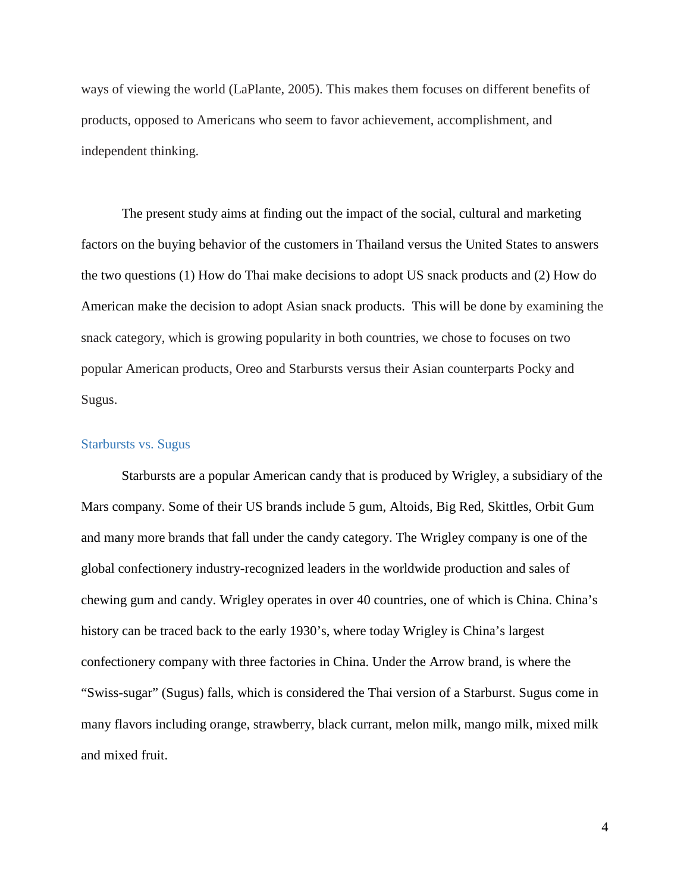ways of viewing the world (LaPlante, 2005). This makes them focuses on different benefits of products, opposed to Americans who seem to favor achievement, accomplishment, and independent thinking.

The present study aims at finding out the impact of the social, cultural and marketing factors on the buying behavior of the customers in Thailand versus the United States to answers the two questions (1) How do Thai make decisions to adopt US snack products and (2) How do American make the decision to adopt Asian snack products. This will be done by examining the snack category, which is growing popularity in both countries, we chose to focuses on two popular American products, Oreo and Starbursts versus their Asian counterparts Pocky and Sugus.

## Starbursts vs. Sugus

Starbursts are a popular American candy that is produced by Wrigley, a subsidiary of the Mars company. Some of their US brands include 5 gum, Altoids, Big Red, Skittles, Orbit Gum and many more brands that fall under the candy category. The Wrigley company is one of the global confectionery industry-recognized leaders in the worldwide production and sales of chewing gum and candy. Wrigley operates in over 40 countries, one of which is China. China's history can be traced back to the early 1930's, where today Wrigley is China's largest confectionery company with three factories in China. Under the Arrow brand, is where the "Swiss-sugar" (Sugus) falls, which is considered the Thai version of a Starburst. Sugus come in many flavors including orange, strawberry, black currant, melon milk, mango milk, mixed milk and mixed fruit.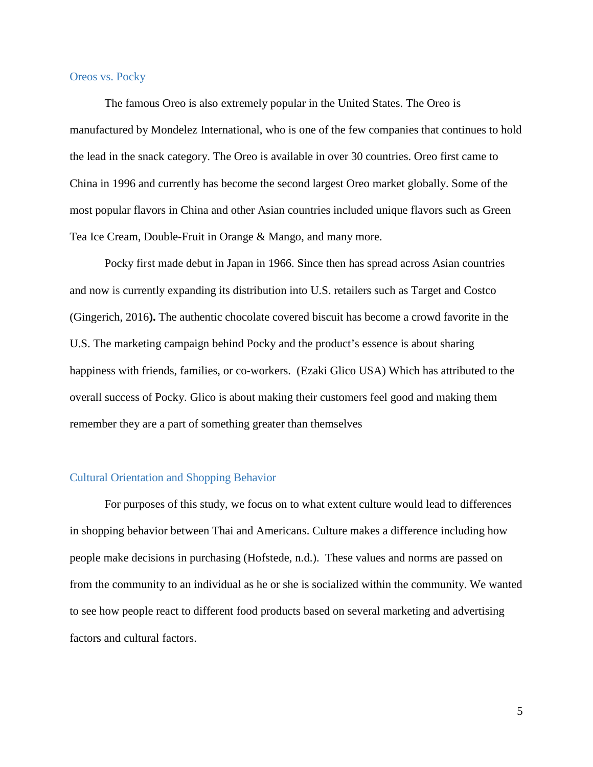## Oreos vs. Pocky

The famous Oreo is also extremely popular in the United States. The Oreo is manufactured by Mondelez International, who is one of the few companies that continues to hold the lead in the snack category. The Oreo is available in over 30 countries. Oreo first came to China in 1996 and currently has become the second largest Oreo market globally. Some of the most popular flavors in China and other Asian countries included unique flavors such as Green Tea Ice Cream, Double-Fruit in Orange & Mango, and many more.

Pocky first made debut in Japan in 1966. Since then has spread across Asian countries and now is currently expanding its distribution into U.S. retailers such as Target and Costco (Gingerich, 2016**).** The authentic chocolate covered biscuit has become a crowd favorite in the U.S. The marketing campaign behind Pocky and the product's essence is about sharing happiness with friends, families, or co-workers. (Ezaki Glico USA) Which has attributed to the overall success of Pocky. Glico is about making their customers feel good and making them remember they are a part of something greater than themselves

## Cultural Orientation and Shopping Behavior

For purposes of this study, we focus on to what extent culture would lead to differences in shopping behavior between Thai and Americans. Culture makes a difference including how people make decisions in purchasing (Hofstede, n.d.). These values and norms are passed on from the community to an individual as he or she is socialized within the community. We wanted to see how people react to different food products based on several marketing and advertising factors and cultural factors.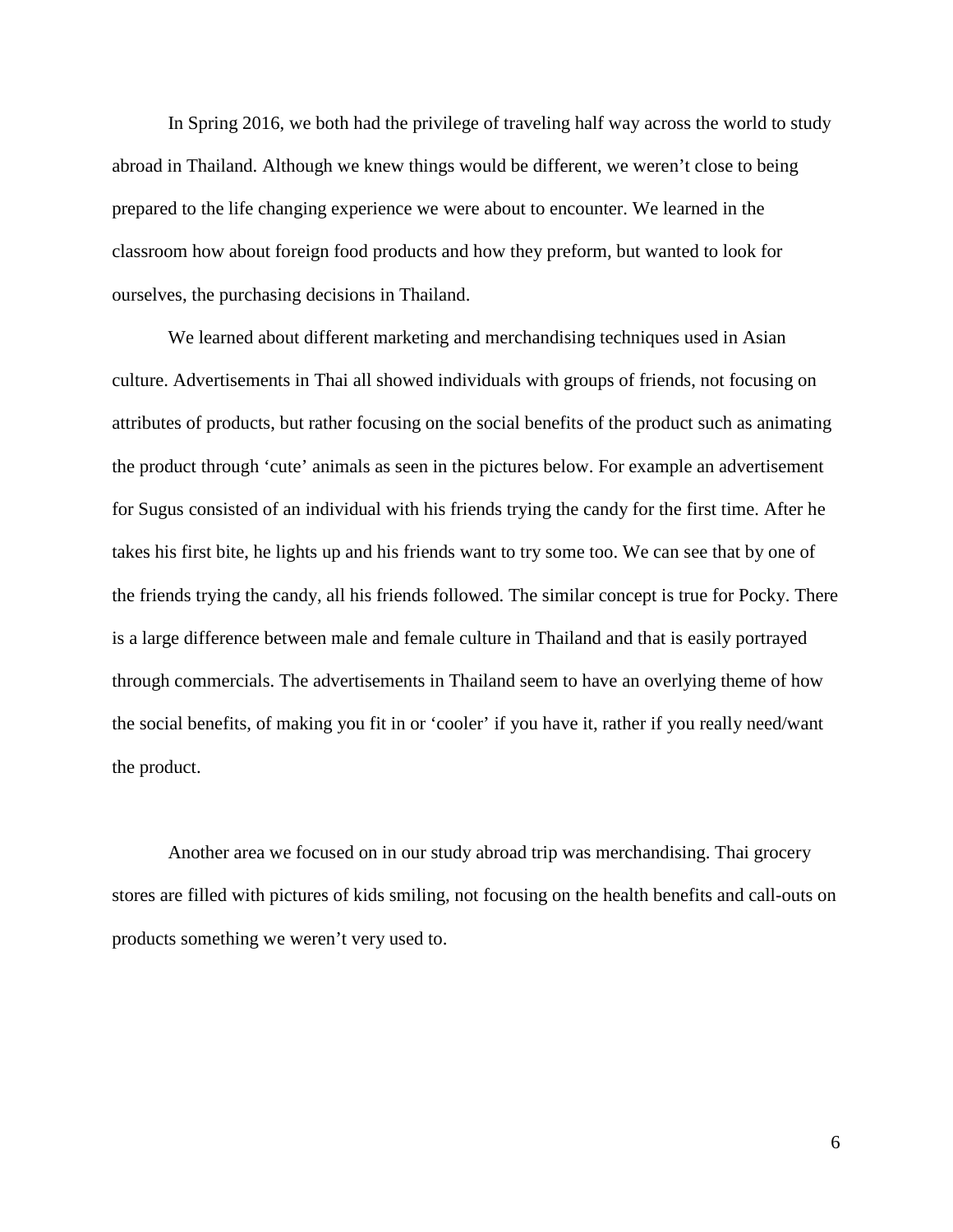In Spring 2016, we both had the privilege of traveling half way across the world to study abroad in Thailand. Although we knew things would be different, we weren't close to being prepared to the life changing experience we were about to encounter. We learned in the classroom how about foreign food products and how they preform, but wanted to look for ourselves, the purchasing decisions in Thailand.

We learned about different marketing and merchandising techniques used in Asian culture. Advertisements in Thai all showed individuals with groups of friends, not focusing on attributes of products, but rather focusing on the social benefits of the product such as animating the product through 'cute' animals as seen in the pictures below. For example an advertisement for Sugus consisted of an individual with his friends trying the candy for the first time. After he takes his first bite, he lights up and his friends want to try some too. We can see that by one of the friends trying the candy, all his friends followed. The similar concept is true for Pocky. There is a large difference between male and female culture in Thailand and that is easily portrayed through commercials. The advertisements in Thailand seem to have an overlying theme of how the social benefits, of making you fit in or 'cooler' if you have it, rather if you really need/want the product.

Another area we focused on in our study abroad trip was merchandising. Thai grocery stores are filled with pictures of kids smiling, not focusing on the health benefits and call-outs on products something we weren't very used to.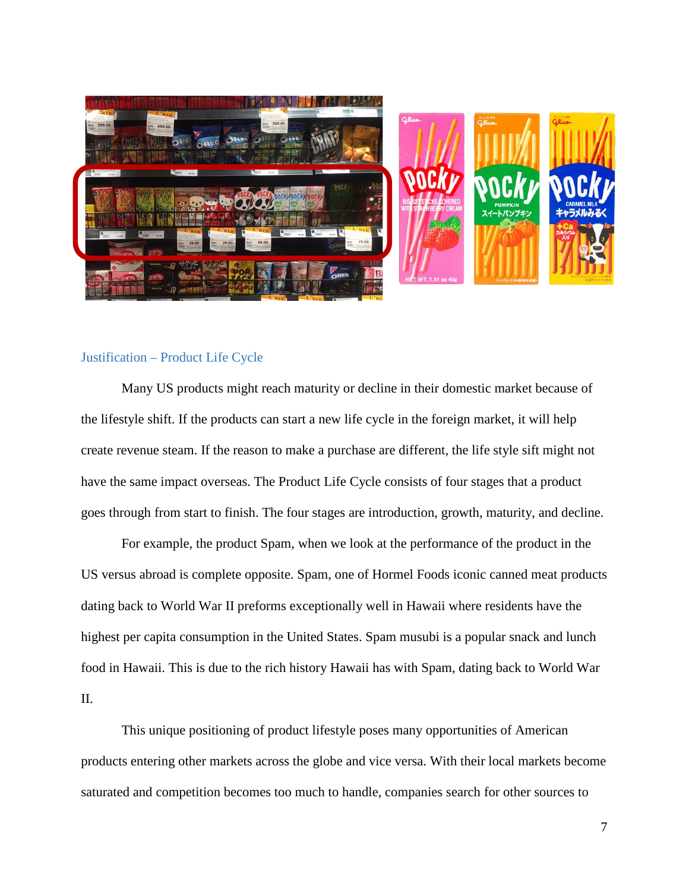## Justification – Product Life Cycle

Many US products might reach maturity or decline in their domestic market because of the lifestyle shift. If the products can start a new life cycle in the foreign market, it will help create revenue steam. If the reason to make a purchase are different, the life style sift might not have the same impact overseas. The Product Life Cycle consists of four stages that a product goes through from start to finish. The four stages are introduction, growth, maturity, and decline.

For example, the product Spam, when we look at the performance of the product in the US versus abroad is complete opposite. Spam, one of Hormel Foods iconic canned meat products dating back to World War II preforms exceptionally well in Hawaii where residents have the highest per capita consumption in the United States. Spam musubi is a popular snack and lunch food in Hawaii. This is due to the rich history Hawaii has with Spam, dating back to World War II.

This unique positioning of product lifestyle poses many opportunities of American products entering other markets across the globe and vice versa. With their local markets become saturated and competition becomes too much to handle, companies search for other sources to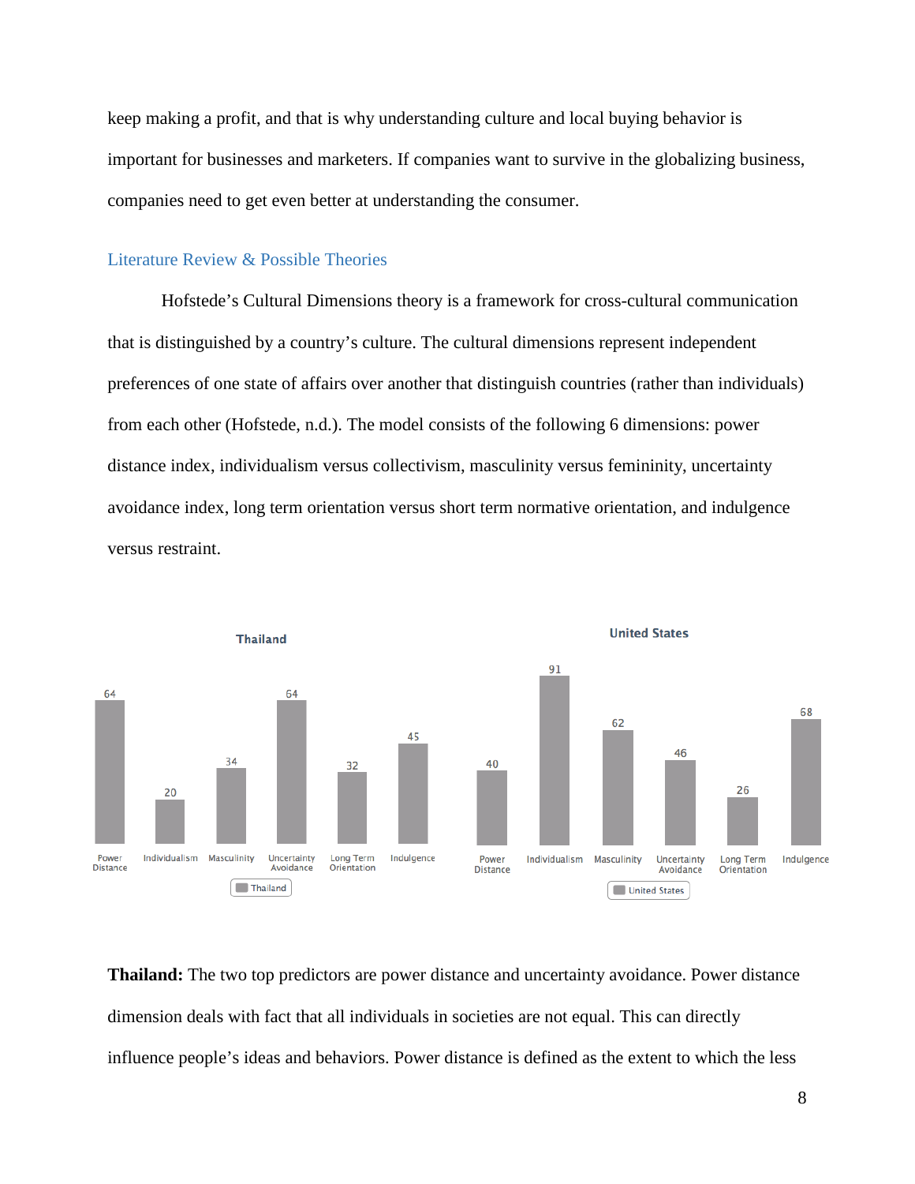keep making a profit, and that is why understanding culture and local buying behavior is important for businesses and marketers. If companies want to survive in the globalizing business, companies need to get even better at understanding the consumer.

## Literature Review & Possible Theories

Hofstede's Cultural Dimensions theory is a framework for cross-cultural communication that is distinguished by a country's culture. The cultural dimensions represent independent preferences of one state of affairs over another that distinguish countries (rather than individuals) from each other (Hofstede, n.d.). The model consists of the following 6 dimensions: power distance index, individualism versus collectivism, masculinity versus femininity, uncertainty avoidance index, long term orientation versus short term normative orientation, and indulgence versus restraint.

| | Power Distance | Individualism | Masculinity | Uncertainty Avoidance | Long Term Orientation | Indulgence |
|---|---|---|---|---|---|---|
| Thailand | 64 | 20 | 34 | 64 | 32 | 45 |
| United States | 40 | 91 | 62 | 46 | 26 | 68 |

**Thailand:** The two top predictors are power distance and uncertainty avoidance. Power distance dimension deals with fact that all individuals in societies are not equal. This can directly influence people's ideas and behaviors. Power distance is defined as the extent to which the less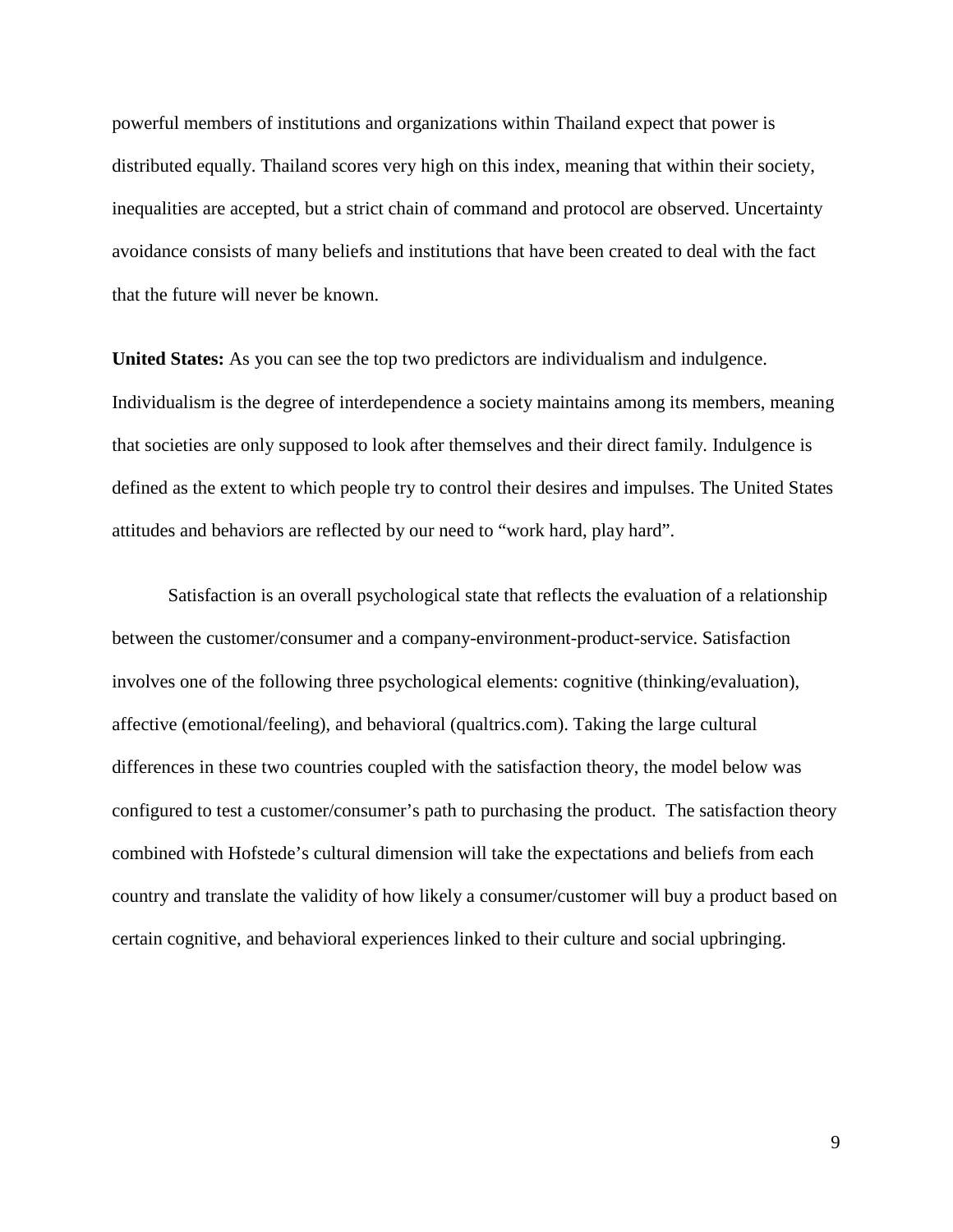powerful members of institutions and organizations within Thailand expect that power is distributed equally. Thailand scores very high on this index, meaning that within their society, inequalities are accepted, but a strict chain of command and protocol are observed. Uncertainty avoidance consists of many beliefs and institutions that have been created to deal with the fact that the future will never be known.

**United States:** As you can see the top two predictors are individualism and indulgence. Individualism is the degree of interdependence a society maintains among its members, meaning that societies are only supposed to look after themselves and their direct family. Indulgence is defined as the extent to which people try to control their desires and impulses. The United States attitudes and behaviors are reflected by our need to "work hard, play hard".

Satisfaction is an overall psychological state that reflects the evaluation of a relationship between the customer/consumer and a company-environment-product-service. Satisfaction involves one of the following three psychological elements: cognitive (thinking/evaluation), affective (emotional/feeling), and behavioral (qualtrics.com). Taking the large cultural differences in these two countries coupled with the satisfaction theory, the model below was configured to test a customer/consumer's path to purchasing the product. The satisfaction theory combined with Hofstede's cultural dimension will take the expectations and beliefs from each country and translate the validity of how likely a consumer/customer will buy a product based on certain cognitive, and behavioral experiences linked to their culture and social upbringing.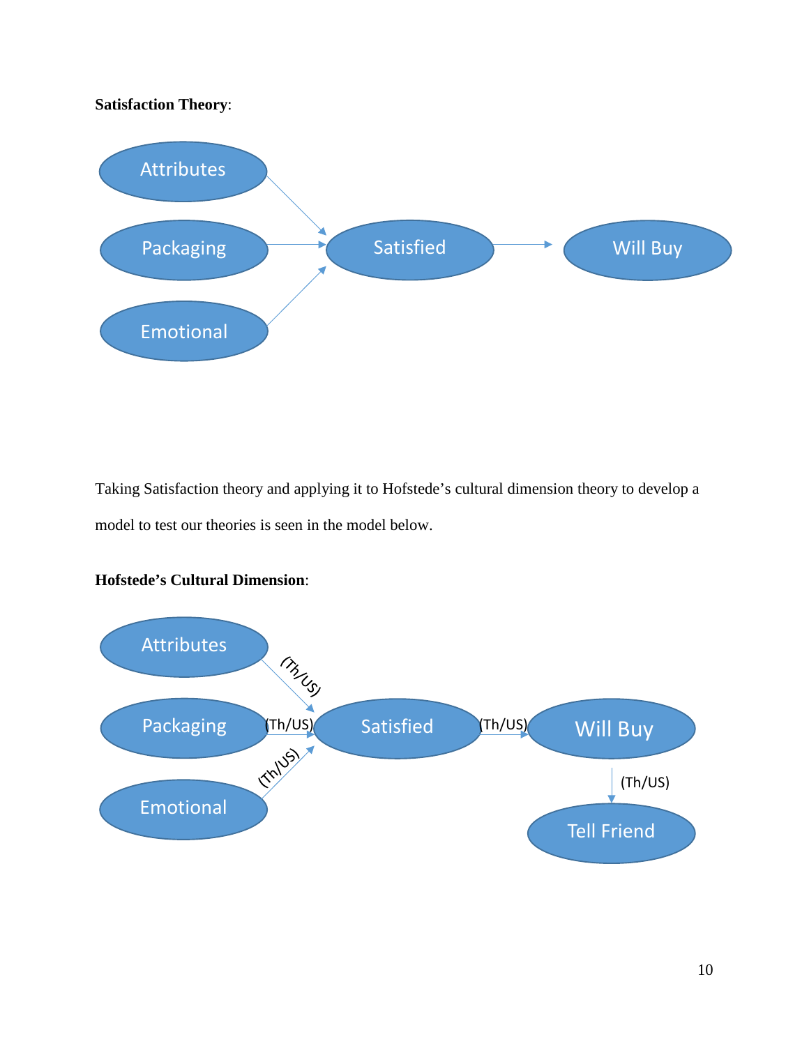**Satisfaction Theory**:

Taking Satisfaction theory and applying it to Hofstede's cultural dimension theory to develop a model to test our theories is seen in the model below.

**Hofstede's Cultural Dimension**: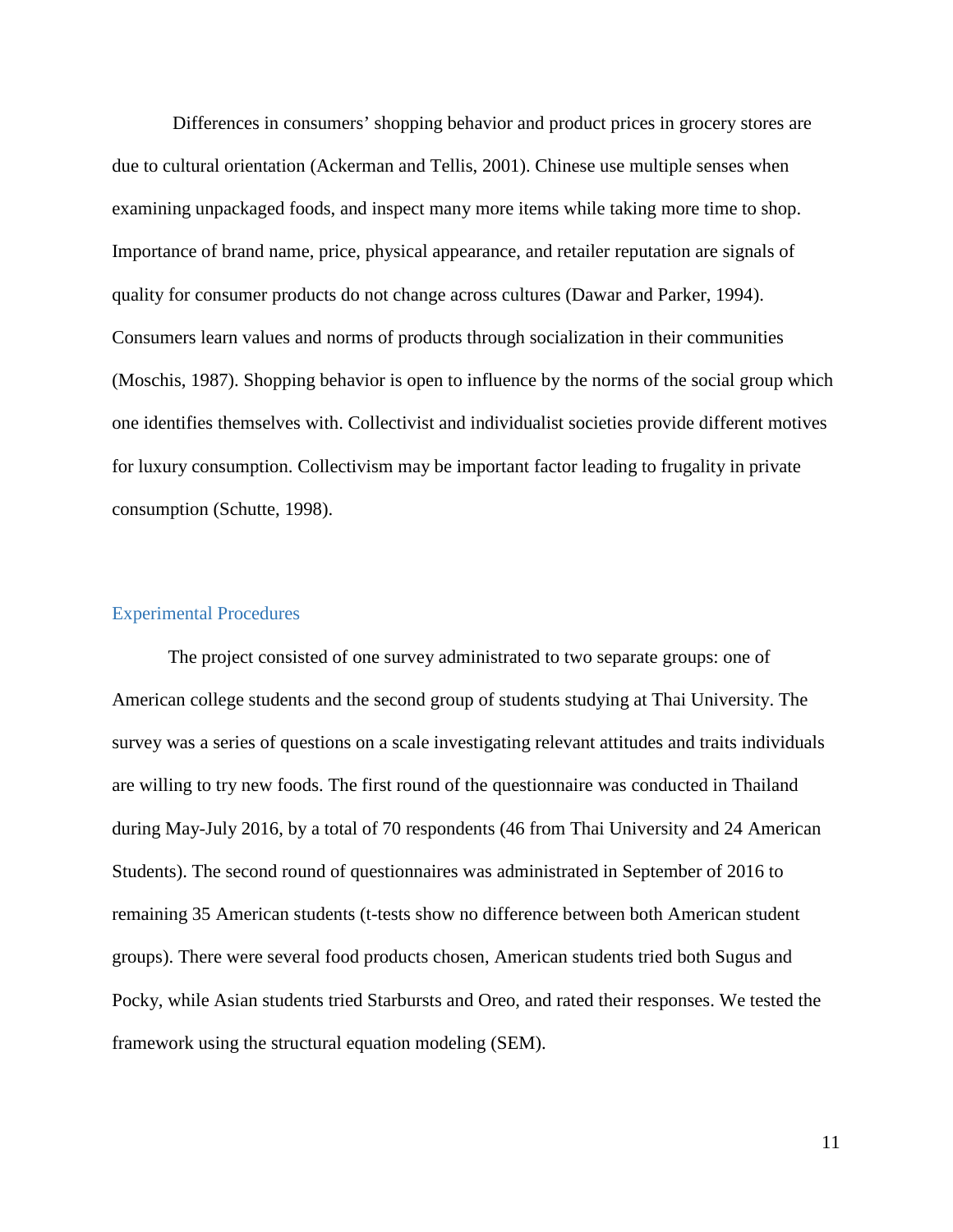Differences in consumers' shopping behavior and product prices in grocery stores are due to cultural orientation (Ackerman and Tellis, 2001). Chinese use multiple senses when examining unpackaged foods, and inspect many more items while taking more time to shop. Importance of brand name, price, physical appearance, and retailer reputation are signals of quality for consumer products do not change across cultures (Dawar and Parker, 1994). Consumers learn values and norms of products through socialization in their communities (Moschis, 1987). Shopping behavior is open to influence by the norms of the social group which one identifies themselves with. Collectivist and individualist societies provide different motives for luxury consumption. Collectivism may be important factor leading to frugality in private consumption (Schutte, 1998).

## Experimental Procedures

The project consisted of one survey administrated to two separate groups: one of American college students and the second group of students studying at Thai University. The survey was a series of questions on a scale investigating relevant attitudes and traits individuals are willing to try new foods. The first round of the questionnaire was conducted in Thailand during May-July 2016, by a total of 70 respondents (46 from Thai University and 24 American Students). The second round of questionnaires was administrated in September of 2016 to remaining 35 American students (t-tests show no difference between both American student groups). There were several food products chosen, American students tried both Sugus and Pocky, while Asian students tried Starbursts and Oreo, and rated their responses. We tested the framework using the structural equation modeling (SEM).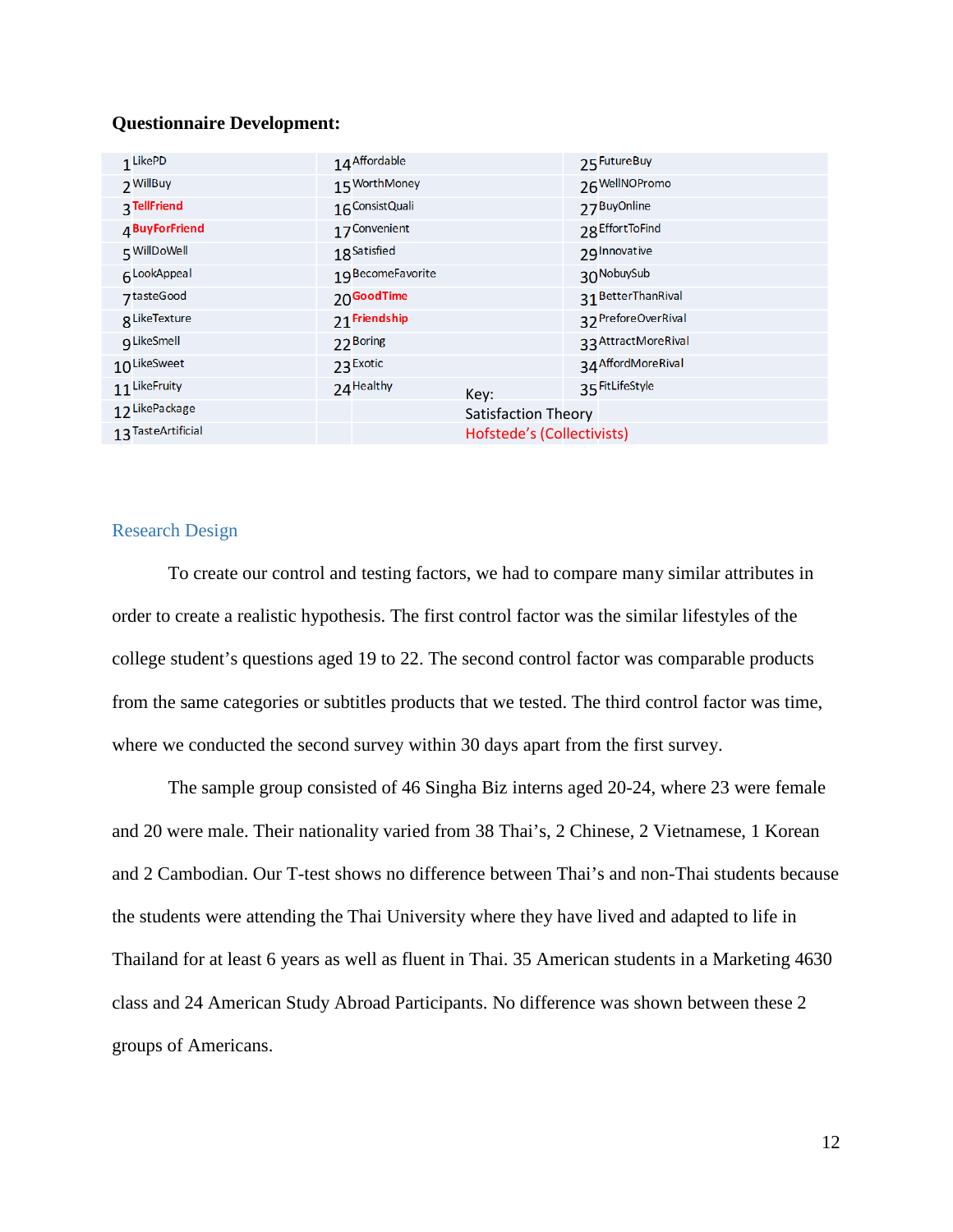**Questionnaire Development:**

| | | |
|---|---|---|
| 1 LikePD | 14 Affordable | 25 FutureBuy |
| 2 WillBuy | 15 WorthMoney | 26 WellNOPromo |
| 3 TellFriend | 16 ConsistQuali | 27 BuyOnline |
| 4 BuyForFriend | 17 Convenient | 28 EffortToFind |
| 5 WillDoWell | 18 Satisfied | 29 Innovative |
| 6 LookAppeal | 19 BecomeFavorite | 30 NobuySub |
| 7 tasteGood | 20 GoodTime | 31 BetterThanRival |
| 8 LikeTexture | 21 Friendship | 32 PreforeOverRival |
| 9 LikeSmell | 22 Boring | 33 AttractMoreRival |
| 10 LikeSweet | 23 Exotic | 34 AffordMoreRival |
| 11 LikeFruity | 24 Healthy | 35 FitLifeStyle |
| 12 LikePackage | | |
| 13 TasteArtificial | | |

Key:
Satisfaction Theory
Hofstede's (Collectivists)

## Research Design

To create our control and testing factors, we had to compare many similar attributes in order to create a realistic hypothesis. The first control factor was the similar lifestyles of the college student's questions aged 19 to 22. The second control factor was comparable products from the same categories or subtitles products that we tested. The third control factor was time, where we conducted the second survey within 30 days apart from the first survey.

The sample group consisted of 46 Singha Biz interns aged 20-24, where 23 were female and 20 were male. Their nationality varied from 38 Thai's, 2 Chinese, 2 Vietnamese, 1 Korean and 2 Cambodian. Our T-test shows no difference between Thai's and non-Thai students because the students were attending the Thai University where they have lived and adapted to life in Thailand for at least 6 years as well as fluent in Thai. 35 American students in a Marketing 4630 class and 24 American Study Abroad Participants. No difference was shown between these 2 groups of Americans.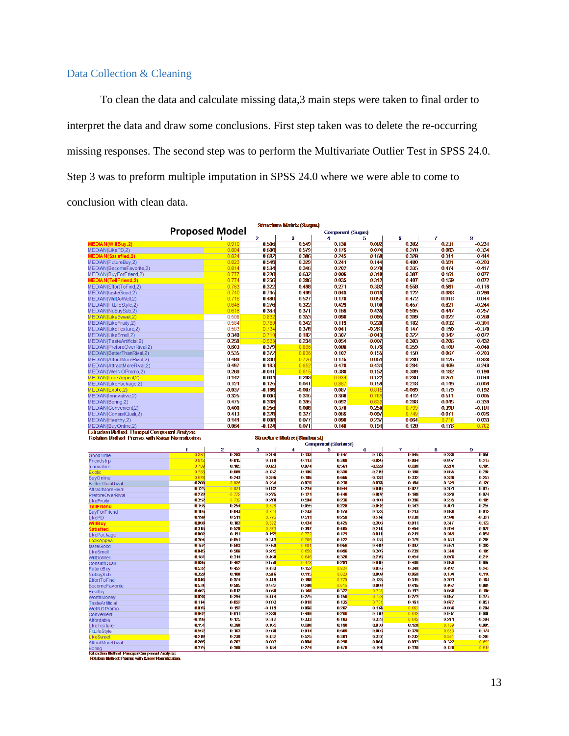## Data Collection & Cleaning

To clean the data and calculate missing data,3 main steps were taken to final order to interpret the data and draw some conclusions. First step taken was to delete the re-occurring missing responses. The second step was to perform the Multivariate Outlier Test in SPSS 24.0. Step 3 was to preform multiple imputation in SPSS 24.0 where we were able to come to conclusion with clean data.

**Proposed Model**

Structure Matrix (Sugus)

| | Component (Sugus) | | | | | | | |
|---|---|---|---|---|---|---|---|---|
| | 1 | 2 | 3 | 4 | 5 | 6 | 7 | 8 |
| MEDIAN(WillBuy,2) | 0.910 | 0.506 | 0.549 | 0.138 | 0.092 | 0.382 | 0.231 | -0.231 |
| MEDIAN(LikePD,2) | 0.884 | 0.608 | 0.579 | 0.176 | 0.074 | 0.278 | 0.083 | -0.334 |
| MEDIAN(Satisfied,2) | 0.824 | 0.692 | 0.386 | 0.245 | 0.168 | 0.326 | 0.311 | -0.444 |
| MEDIAN(FutureBuy,2) | 0.823 | 0.548 | 0.329 | 0.241 | 0.144 | 0.480 | 0.591 | -0.203 |
| MEDIAN(BecomeFavorite,2) | 0.814 | 0.534 | 0.340 | 0.202 | 0.270 | 0.335 | 0.474 | -0.417 |
| MEDIAN(BuyForFriend,2) | 0.777 | 0.226 | 0.632 | 0.006 | 0.310 | 0.387 | 0.161 | 0.077 |
| MEDIAN(TellFriend,2) | 0.774 | 0.256 | 0.386 | 0.035 | 0.312 | 0.407 | 0.159 | 0.072 |
| MEDIAN(EffortToFind,2) | 0.763 | 0.322 | 0.499 | 0.271 | 0.392 | 0.558 | 0.581 | -0.116 |
| MEDIAN(tasteGood,2) | 0.740 | 0.715 | 0.499 | 0.043 | 0.013 | 0.122 | 0.088 | -0.298 |
| MEDIAN(WillDoWell,2) | 0.716 | 0.486 | 0.527 | 0.178 | 0.059 | 0.472 | 0.016 | 0.044 |
| MEDIAN(FitLifeStyle,2) | 0.646 | 0.276 | 0.322 | 0.429 | 0.100 | 0.457 | 0.621 | -0.244 |
| MEDIAN(NobuySub,2) | 0.616 | 0.363 | 0.371 | 0.166 | 0.436 | 0.595 | 0.447 | -0.257 |
| MEDIAN(LikeSweet,2) | 0.506 | 0.832 | 0.363 | 0.098 | 0.096 | 0.399 | 0.022 | -0.260 |
| MEDIAN(LikeFruity,2) | 0.584 | 0.780 | 0.342 | 0.119 | 0.220 | 0.182 | 0.032 | -0.301 |
| MEDIAN(LikeTexture,2) | 0.583 | 0.734 | 0.378 | 0.041 | -0.261 | 0.147 | 0.150 | -0.370 |
| MEDIAN(LikeSmell,2) | 0.340 | 0.710 | 0.182 | 0.307 | -0.043 | 0.322 | 0.342 | -0.072 |
| MEDIAN(TasteArtificial,2) | -0.259 | -0.533 | 0.234 | 0.054 | -0.007 | 0.303 | -0.206 | 0.432 |
| MEDIAN(PreforeOverRival,2) | 0.603 | 0.379 | 0.866 | 0.088 | 0.176 | 0.259 | 0.109 | -0.040 |
| MEDIAN(BetterThanRival,2) | 0.535 | 0.372 | 0.836 | 0.102 | 0.155 | 0.158 | 0.067 | -0.208 |
| MEDIAN(AffordMoreRival,2) | 0.458 | 0.399 | 0.726 | -0.175 | -0.051 | 0.280 | 0.125 | -0.333 |
| MEDIAN(AttractMoreRival,2) | 0.497 | 0.183 | 0.652 | 0.478 | 0.431 | 0.284 | 0.409 | 0.248 |
| MEDIAN(WellNOPromo,2) | 0.269 | -0.041 | 0.615 | 0.388 | 0.152 | 0.389 | 0.182 | 0.190 |
| MEDIAN(LookAppeal,2) | 0.142 | 0.094 | 0.288 | 0.934 | 0.122 | 0.286 | 0.251 | 0.049 |
| MEDIAN(LikePackage,2) | 0.121 | 0.125 | 0.041 | 0.807 | 0.156 | 0.218 | 0.149 | 0.006 |
| MEDIAN(Exotic,2) | -0.037 | -0.159 | -0.087 | 0.087 | 0.815 | -0.069 | 0.179 | 0.192 |
| MEDIAN(Innovative,2) | 0.325 | 0.006 | 0.315 | 0.300 | 0.768 | 0.412 | 0.511 | 0.005 |
| MEDIAN(Boring,2) | 0.475 | 0.398 | 0.395 | 0.092 | 0.639 | 0.288 | 0.045 | -0.339 |
| MEDIAN(Convenient,2) | 0.400 | 0.256 | 0.088 | 0.370 | 0.250 | 0.799 | 0.398 | -0.181 |
| MEDIAN(ConsistQuali,2) | 0.413 | 0.328 | 0.327 | 0.008 | -0.097 | 0.749 | 0.071 | 0.026 |
| MEDIAN(Healthy,2) | 0.141 | 0.008 | 0.077 | 0.098 | 0.237 | 0.064 | 0.718 | 0.033 |
| MEDIAN(BuyOnline,2) | 0.064 | -0.124 | 0.071 | 0.148 | 0.191 | 0.128 | 0.176 | 0.782 |

Extraction Method: Principal Component Analysis.
Rotation Method: Promax with Kaiser Normalization.

Structure Matrix (Starburst)

| | Component (Starburst) | | | | | | | | |
|---|---|---|---|---|---|---|---|---|---|
| | 1 | 2 | 3 | 4 | 5 | 6 | 7 | 8 | 9 |
| GoodTime | 0.836 | 0.289 | 0.308 | 0.133 | 0.447 | 0.113 | 0.045 | 0.289 | 0.052 |
| Friendship | 0.812 | 0.015 | 0.110 | 0.113 | 0.309 | 0.026 | 0.004 | 0.007 | 0.217 |
| Innovative | 0.789 | 0.105 | 0.023 | 0.074 | 0.561 | -0.229 | 0.289 | 0.274 | 0.105 |
| Exotic | 0.783 | 0.088 | 0.132 | 0.106 | 0.330 | 0.219 | 0.188 | 0.035 | 0.298 |
| BuyOnline | 0.678 | 0.243 | 0.256 | 0.186 | 0.666 | 0.120 | 0.332 | 0.280 | 0.257 |
| BetterThanRival | 0.200 | -0.826 | 0.234 | 0.070 | -0.236 | 0.074 | 0.164 | 0.325 | 0.121 |
| AttractMoreRival | 0.123 | -0.821 | -0.082 | -0.234 | -0.044 | -0.040 | -0.027 | -0.201 | -0.037 |
| PreforeOverRival | 0.279 | -0.772 | 0.274 | 0.121 | 0.446 | 0.097 | 0.188 | 0.323 | 0.074 |
| LikeFruity | 0.352 | 0.733 | 0.270 | 0.504 | 0.236 | 0.100 | 0.306 | 0.235 | 0.105 |
| TellFriend | 0.153 | 0.254 | 0.828 | 0.055 | 0.228 | -0.052 | 0.143 | 0.401 | -0.254 |
| BuyForFriend | 0.106 | 0.043 | 0.823 | 0.233 | 0.173 | 0.133 | 0.213 | 0.038 | 0.012 |
| LikePD | 0.199 | 0.511 | 0.796 | 0.511 | 0.259 | 0.274 | 0.239 | 0.590 | -0.321 |
| WillBuy | 0.068 | 0.183 | 0.692 | 0.434 | 0.425 | 0.306 | 0.011 | 0.317 | 0.122 |
| Satisfied | 0.315 | 0.528 | 0.573 | 0.397 | 0.485 | 0.214 | 0.464 | 0.504 | 0.075 |
| LikePackage | 0.082 | 0.151 | 0.155 | 0.772 | 0.125 | 0.011 | 0.219 | 0.245 | 0.054 |
| LookAppeal | 0.304 | 0.051 | 0.343 | 0.705 | 0.122 | 0.120 | 0.379 | 0.181 | 0.259 |
| tasteGood | 0.157 | 0.503 | 0.620 | 0.681 | 0.056 | 0.449 | 0.307 | 0.531 | 0.303 |
| LikeSmell | 0.045 | 0.506 | 0.205 | 0.658 | 0.096 | 0.365 | 0.239 | 0.340 | 0.109 |
| WillDoWell | 0.181 | 0.314 | 0.450 | 0.646 | 0.320 | 0.276 | 0.454 | 0.076 | -0.219 |
| ConsistQuali | 0.085 | 0.467 | 0.056 | 0.478 | -0.231 | 0.040 | 0.466 | 0.169 | 0.108 |
| FutureBuy | 0.532 | 0.452 | 0.433 | 0.152 | 0.824 | 0.035 | 0.348 | 0.492 | 0.243 |
| NobuySub | 0.329 | 0.188 | 0.240 | 0.115 | 0.823 | 0.069 | 0.068 | 0.134 | 0.110 |
| EffortToFind | 0.646 | 0.374 | 0.449 | 0.188 | 0.779 | 0.123 | 0.315 | 0.301 | 0.164 |
| BecomeFavorite | 0.534 | 0.505 | 0.537 | 0.290 | 0.615 | 0.009 | 0.416 | 0.467 | 0.089 |
| Healthy | 0.463 | 0.012 | 0.050 | 0.146 | 0.322 | -0.731 | 0.193 | 0.066 | 0.109 |
| WorthMoney | 0.038 | 0.294 | 0.414 | 0.275 | 0.156 | 0.723 | 0.273 | -0.057 | -0.377 |
| TasteArtificial | 0.114 | 0.052 | 0.003 | 0.010 | 0.135 | 0.701 | 0.161 | 0.072 | 0.051 |
| WellNOPromo | 0.075 | 0.192 | -0.119 | 0.066 | 0.262 | 0.174 | 0.662 | -0.086 | 0.204 |
| Convenient | 0.062 | 0.011 | 0.280 | 0.408 | -0.266 | 0.119 | 0.643 | 0.057 | 0.060 |
| Affordable | 0.106 | 0.125 | 0.342 | 0.333 | 0.103 | 0.333 | 0.642 | 0.241 | 0.204 |
| LikeTexture | 0.151 | 0.390 | 0.165 | 0.290 | 0.198 | 0.030 | 0.128 | 0.769 | 0.005 |
| FitLifeStyle | 0.557 | 0.163 | 0.568 | 0.014 | 0.509 | 0.006 | 0.320 | 0.683 | 0.174 |
| LikeSweet | 0.219 | 0.239 | 0.432 | 0.525 | 0.301 | 0.337 | 0.232 | 0.531 | 0.205 |
| AffordMoreRival | 0.265 | 0.207 | 0.003 | 0.004 | 0.250 | 0.061 | -0.083 | 0.322 | -0.699 |
| Boring | 0.375 | 0.366 | 0.184 | 0.274 | 0.476 | -0.191 | 0.336 | 0.126 | 0.513 |

Extraction Method: Principal Component Analysis.
Rotation Method: Promax with Kaiser Normalization.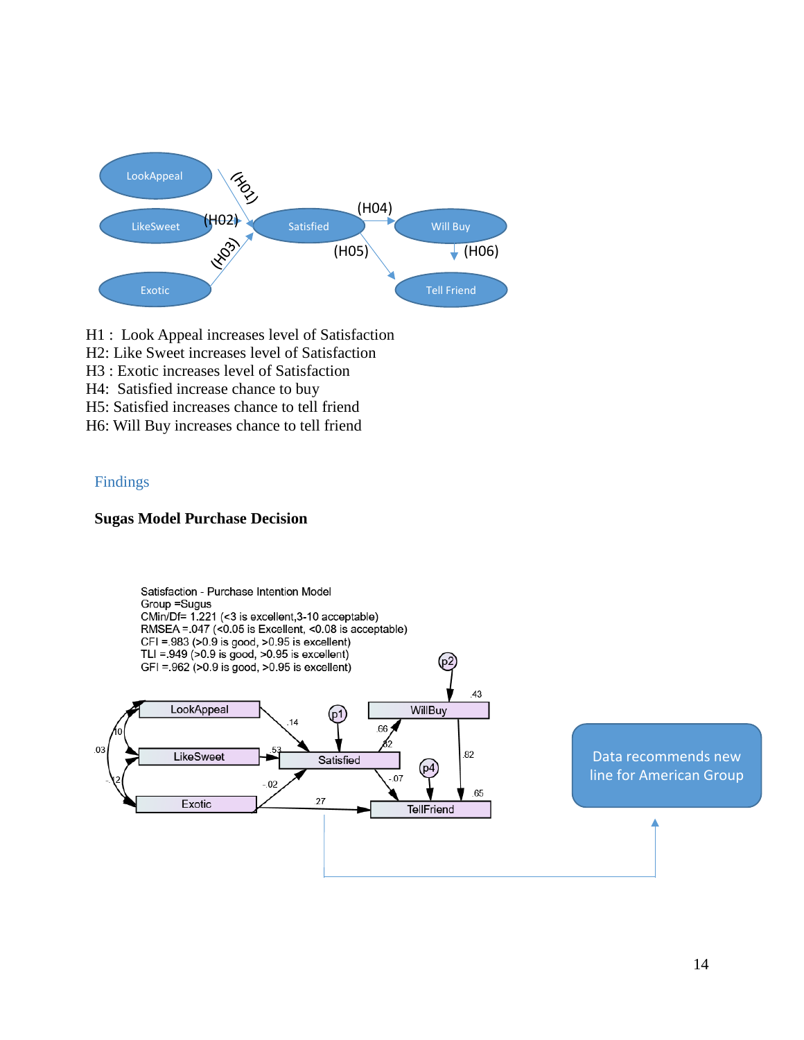H1 : Look Appeal increases level of Satisfaction
H2: Like Sweet increases level of Satisfaction
H3 : Exotic increases level of Satisfaction
H4: Satisfied increase chance to buy
H5: Satisfied increases chance to tell friend
H6: Will Buy increases chance to tell friend

## Findings

**Sugas Model Purchase Decision**

Satisfaction - Purchase Intention Model
Group =Sugus
CMin/Df= 1.221 (<3 is excellent,3-10 acceptable)
RMSEA =.047 (<0.05 is Excellent, <0.08 is acceptable)
CFI =.983 (>0.9 is good, >0.95 is excellent)
TLI =.949 (>0.9 is good, >0.95 is excellent)
GFI =.962 (>0.9 is good, >0.95 is excellent)

Data recommends new line for American Group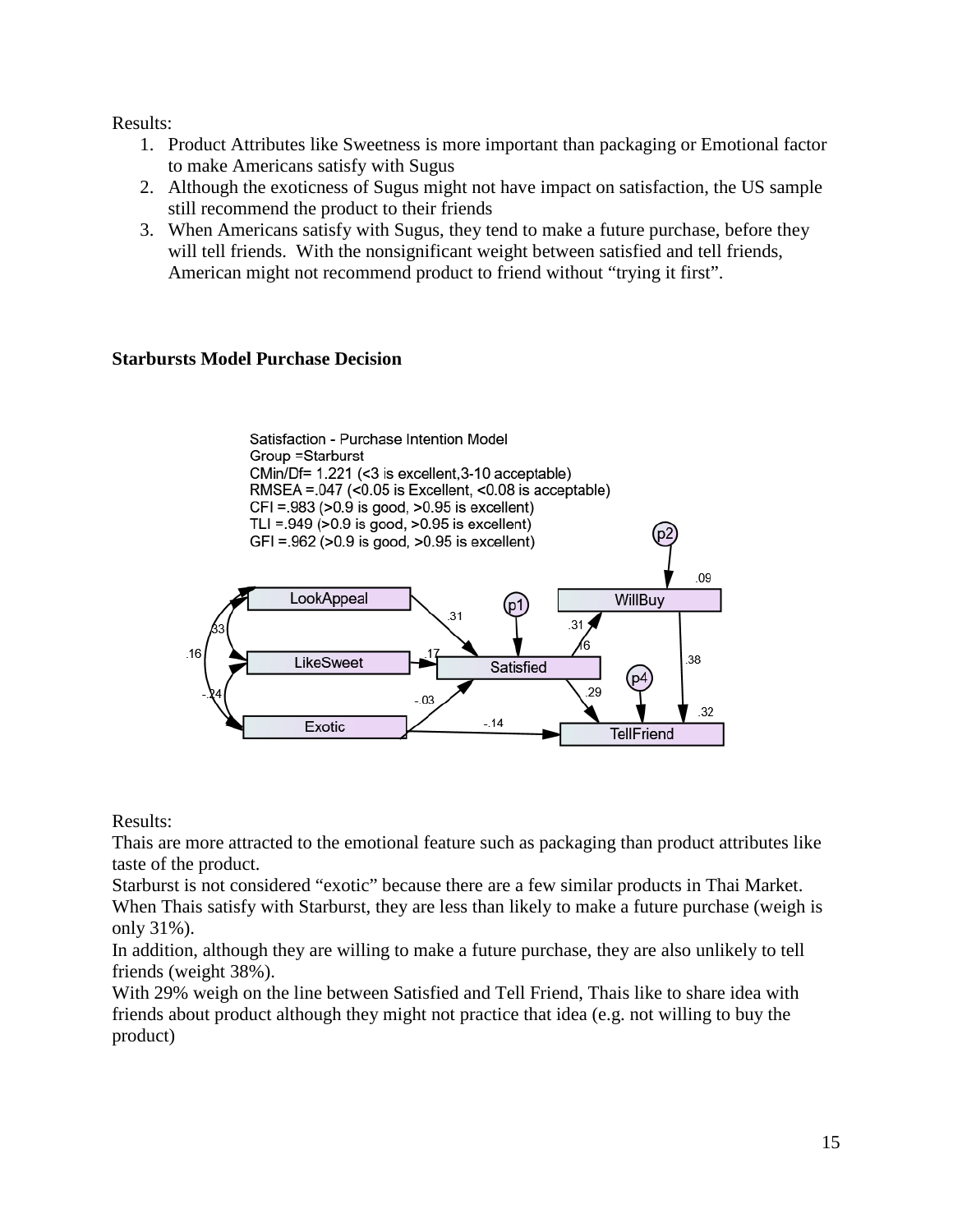Results:

1. Product Attributes like Sweetness is more important than packaging or Emotional factor to make Americans satisfy with Sugus
2. Although the exoticness of Sugus might not have impact on satisfaction, the US sample still recommend the product to their friends
3. When Americans satisfy with Sugus, they tend to make a future purchase, before they will tell friends. With the nonsignificant weight between satisfied and tell friends, American might not recommend product to friend without "trying it first".

**Starbursts Model Purchase Decision**

Satisfaction - Purchase Intention Model
Group =Starburst
CMin/Df= 1.221 (<3 is excellent,3-10 acceptable)
RMSEA =.047 (<0.05 is Excellent, <0.08 is acceptable)
CFI =.983 (>0.9 is good, >0.95 is excellent)
TLI =.949 (>0.9 is good, >0.95 is excellent)
GFI =.962 (>0.9 is good, >0.95 is excellent)

Results:
Thais are more attracted to the emotional feature such as packaging than product attributes like taste of the product.
Starburst is not considered "exotic" because there are a few similar products in Thai Market.
When Thais satisfy with Starburst, they are less than likely to make a future purchase (weigh is only 31%).
In addition, although they are willing to make a future purchase, they are also unlikely to tell friends (weight 38%).
With 29% weigh on the line between Satisfied and Tell Friend, Thais like to share idea with friends about product although they might not practice that idea (e.g. not willing to buy the product)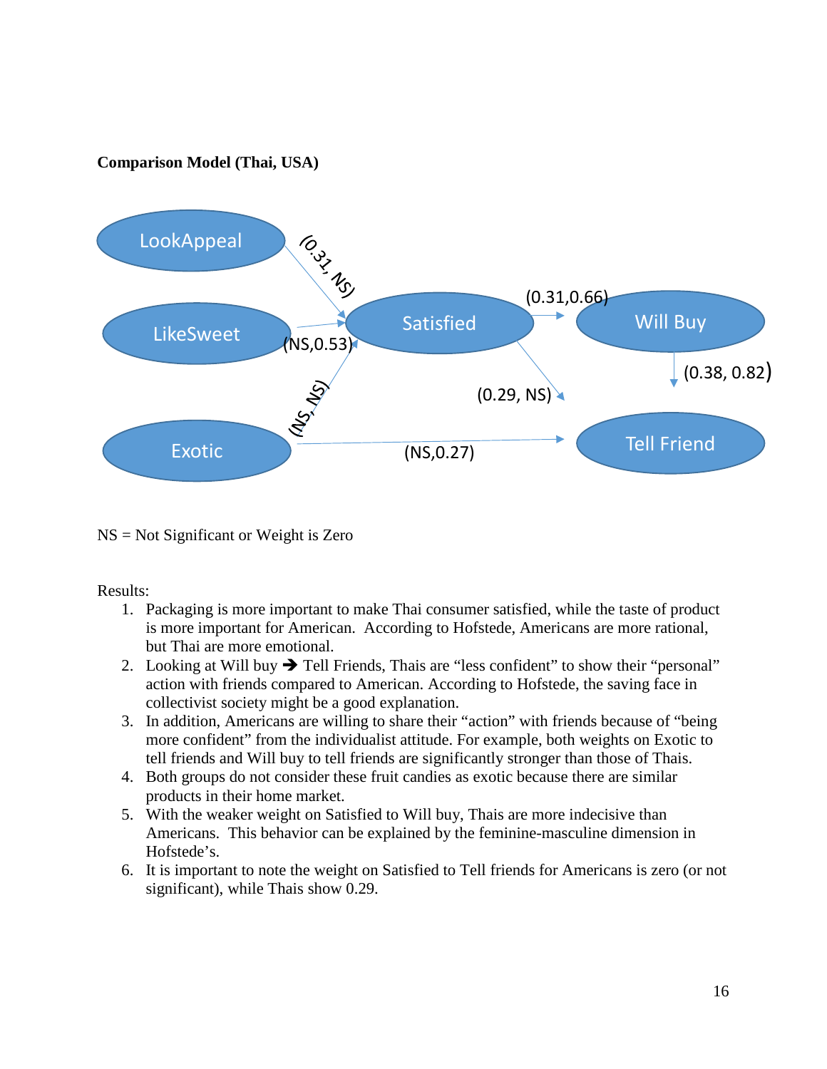**Comparison Model (Thai, USA)**

LookAppeal → Satisfied: (0.31, NS)

LikeSweet → Satisfied: (NS,0.53)

Exotic → Satisfied: (NS, NS)

Satisfied → Will Buy: (0.31,0.66)

Satisfied → Tell Friend: (0.29, NS)

Will Buy → Tell Friend: (0.38, 0.82)

Exotic → Tell Friend: (NS,0.27)

NS = Not Significant or Weight is Zero

Results:

1. Packaging is more important to make Thai consumer satisfied, while the taste of product is more important for American. According to Hofstede, Americans are more rational, but Thai are more emotional.
2. Looking at Will buy → Tell Friends, Thais are "less confident" to show their "personal" action with friends compared to American. According to Hofstede, the saving face in collectivist society might be a good explanation.
3. In addition, Americans are willing to share their "action" with friends because of "being more confident" from the individualist attitude. For example, both weights on Exotic to tell friends and Will buy to tell friends are significantly stronger than those of Thais.
4. Both groups do not consider these fruit candies as exotic because there are similar products in their home market.
5. With the weaker weight on Satisfied to Will buy, Thais are more indecisive than Americans. This behavior can be explained by the feminine-masculine dimension in Hofstede's.
6. It is important to note the weight on Satisfied to Tell friends for Americans is zero (or not significant), while Thais show 0.29.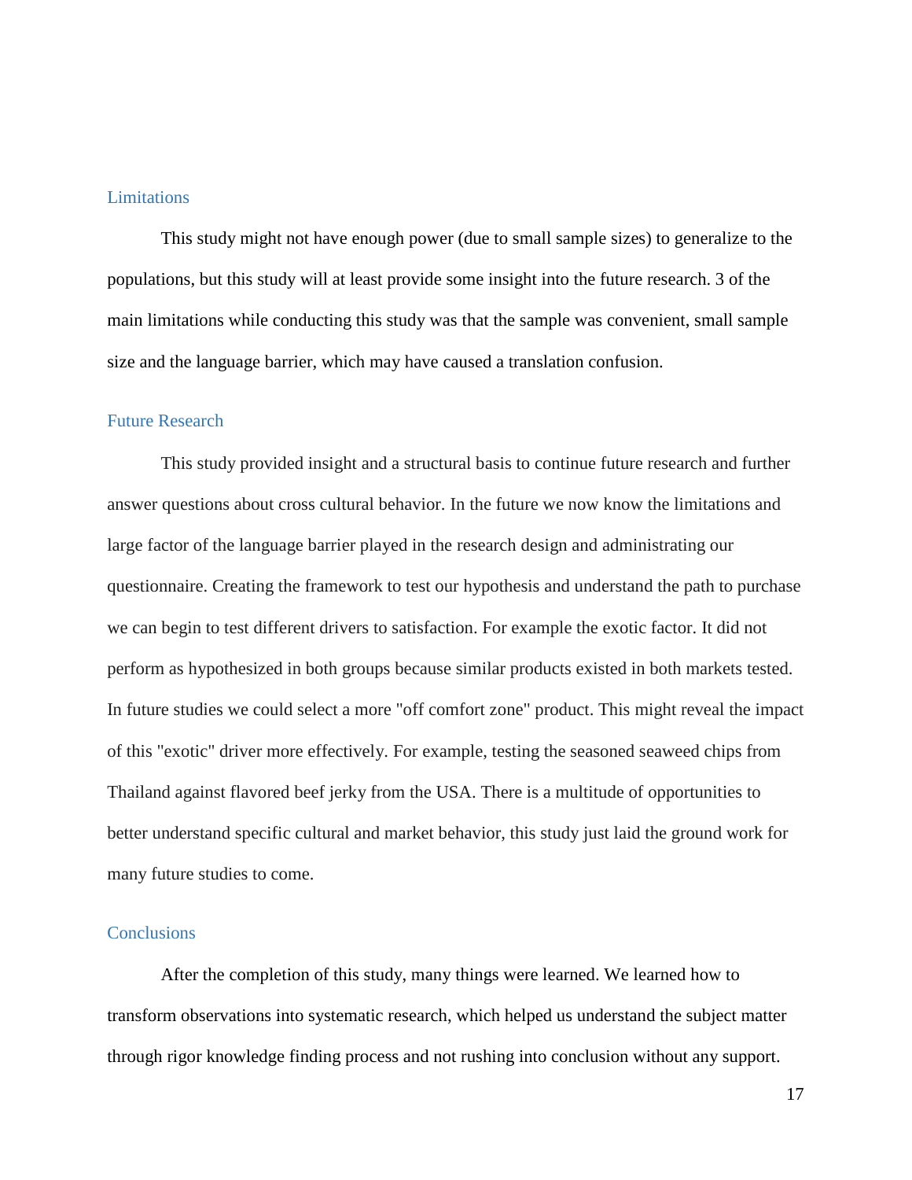## Limitations

This study might not have enough power (due to small sample sizes) to generalize to the populations, but this study will at least provide some insight into the future research. 3 of the main limitations while conducting this study was that the sample was convenient, small sample size and the language barrier, which may have caused a translation confusion.

## Future Research

This study provided insight and a structural basis to continue future research and further answer questions about cross cultural behavior. In the future we now know the limitations and large factor of the language barrier played in the research design and administrating our questionnaire. Creating the framework to test our hypothesis and understand the path to purchase we can begin to test different drivers to satisfaction. For example the exotic factor. It did not perform as hypothesized in both groups because similar products existed in both markets tested. In future studies we could select a more "off comfort zone" product. This might reveal the impact of this "exotic" driver more effectively. For example, testing the seasoned seaweed chips from Thailand against flavored beef jerky from the USA. There is a multitude of opportunities to better understand specific cultural and market behavior, this study just laid the ground work for many future studies to come.

## Conclusions

After the completion of this study, many things were learned. We learned how to transform observations into systematic research, which helped us understand the subject matter through rigor knowledge finding process and not rushing into conclusion without any support.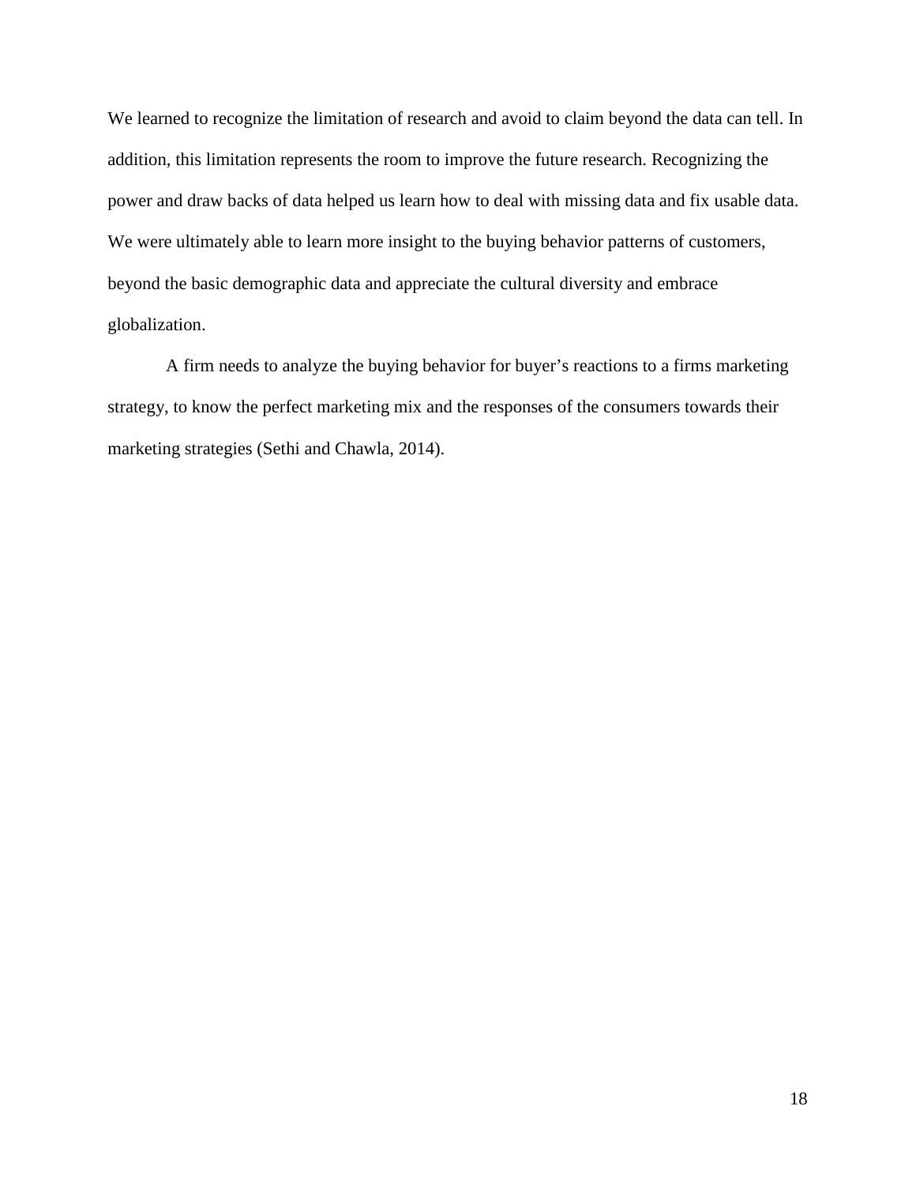We learned to recognize the limitation of research and avoid to claim beyond the data can tell. In addition, this limitation represents the room to improve the future research. Recognizing the power and draw backs of data helped us learn how to deal with missing data and fix usable data. We were ultimately able to learn more insight to the buying behavior patterns of customers, beyond the basic demographic data and appreciate the cultural diversity and embrace globalization.

A firm needs to analyze the buying behavior for buyer's reactions to a firms marketing strategy, to know the perfect marketing mix and the responses of the consumers towards their marketing strategies (Sethi and Chawla, 2014).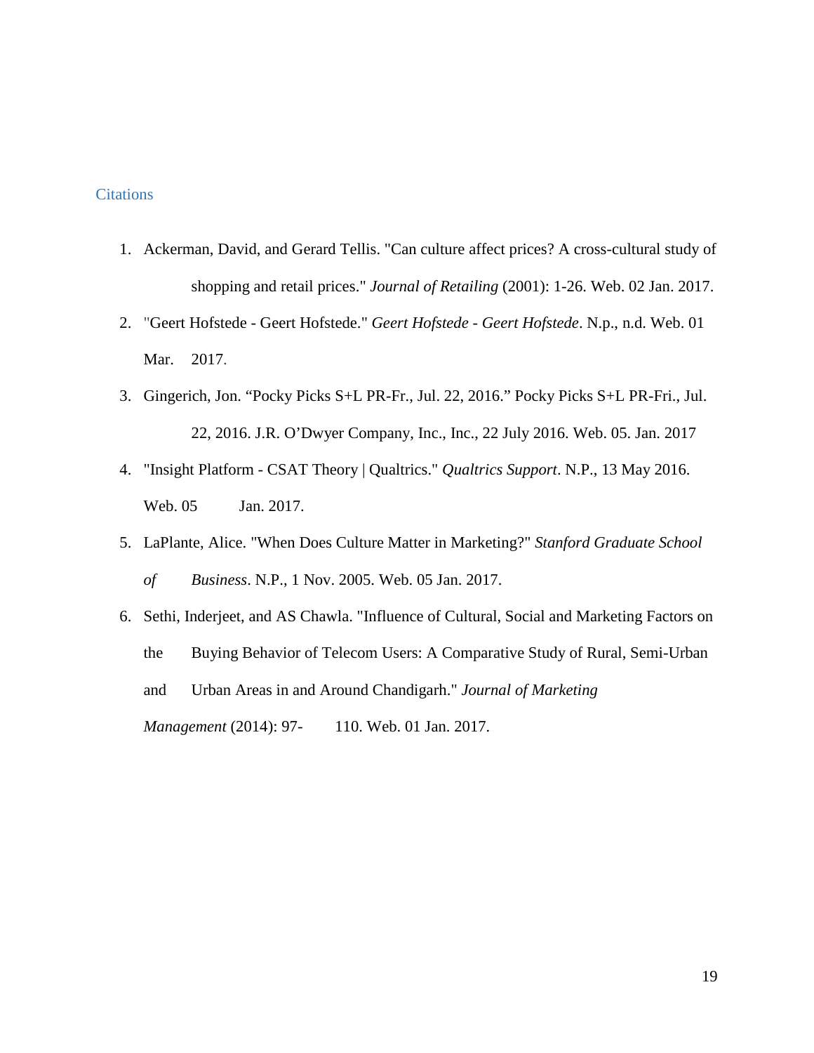## Citations

1. Ackerman, David, and Gerard Tellis. "Can culture affect prices? A cross-cultural study of shopping and retail prices." *Journal of Retailing* (2001): 1-26. Web. 02 Jan. 2017.
2. "Geert Hofstede - Geert Hofstede." *Geert Hofstede - Geert Hofstede*. N.p., n.d. Web. 01 Mar. 2017.
3. Gingerich, Jon. "Pocky Picks S+L PR-Fr., Jul. 22, 2016." Pocky Picks S+L PR-Fri., Jul. 22, 2016. J.R. O'Dwyer Company, Inc., Inc., 22 July 2016. Web. 05. Jan. 2017
4. "Insight Platform - CSAT Theory | Qualtrics." *Qualtrics Support*. N.P., 13 May 2016. Web. 05 Jan. 2017.
5. LaPlante, Alice. "When Does Culture Matter in Marketing?" *Stanford Graduate School of Business*. N.P., 1 Nov. 2005. Web. 05 Jan. 2017.
6. Sethi, Inderjeet, and AS Chawla. "Influence of Cultural, Social and Marketing Factors on the Buying Behavior of Telecom Users: A Comparative Study of Rural, Semi-Urban and Urban Areas in and Around Chandigarh." *Journal of Marketing Management* (2014): 97- 110. Web. 01 Jan. 2017.